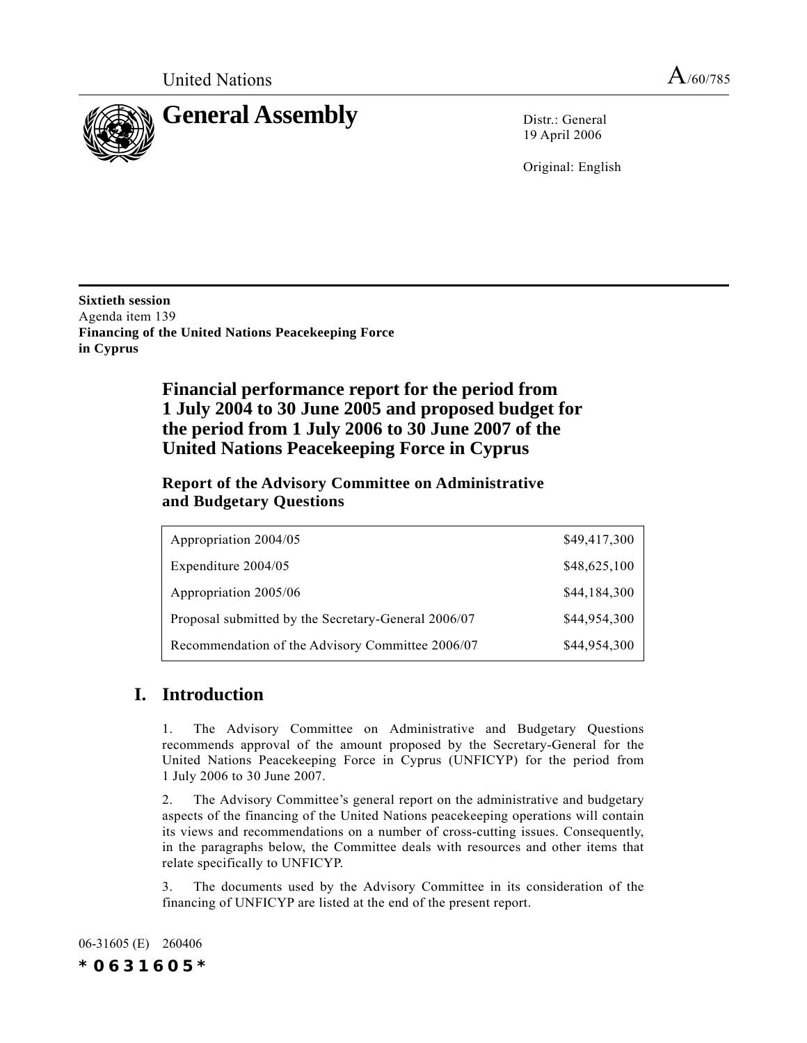United Nations

A/60/785

# General Assembly

Distr.: General
19 April 2006

Original: English

**Sixtieth session**
Agenda item 139
**Financing of the United Nations Peacekeeping Force in Cyprus**

## Financial performance report for the period from 1 July 2004 to 30 June 2005 and proposed budget for the period from 1 July 2006 to 30 June 2007 of the United Nations Peacekeeping Force in Cyprus

### Report of the Advisory Committee on Administrative and Budgetary Questions

| | |
|---|---|
| Appropriation 2004/05 | $49,417,300 |
| Expenditure 2004/05 | $48,625,100 |
| Appropriation 2005/06 | $44,184,300 |
| Proposal submitted by the Secretary-General 2006/07 | $44,954,300 |
| Recommendation of the Advisory Committee 2006/07 | $44,954,300 |

## I. Introduction

1. The Advisory Committee on Administrative and Budgetary Questions recommends approval of the amount proposed by the Secretary-General for the United Nations Peacekeeping Force in Cyprus (UNFICYP) for the period from 1 July 2006 to 30 June 2007.

2. The Advisory Committee's general report on the administrative and budgetary aspects of the financing of the United Nations peacekeeping operations will contain its views and recommendations on a number of cross-cutting issues. Consequently, in the paragraphs below, the Committee deals with resources and other items that relate specifically to UNFICYP.

3. The documents used by the Advisory Committee in its consideration of the financing of UNFICYP are listed at the end of the present report.

06-31605 (E) 260406

*0631605*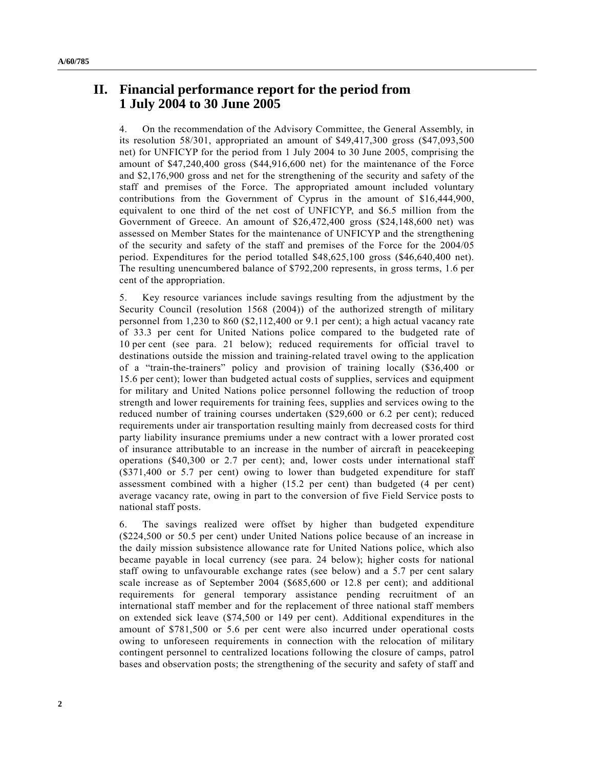## II. Financial performance report for the period from 1 July 2004 to 30 June 2005

4. On the recommendation of the Advisory Committee, the General Assembly, in its resolution 58/301, appropriated an amount of $49,417,300 gross ($47,093,500 net) for UNFICYP for the period from 1 July 2004 to 30 June 2005, comprising the amount of $47,240,400 gross ($44,916,600 net) for the maintenance of the Force and $2,176,900 gross and net for the strengthening of the security and safety of the staff and premises of the Force. The appropriated amount included voluntary contributions from the Government of Cyprus in the amount of $16,444,900, equivalent to one third of the net cost of UNFICYP, and $6.5 million from the Government of Greece. An amount of $26,472,400 gross ($24,148,600 net) was assessed on Member States for the maintenance of UNFICYP and the strengthening of the security and safety of the staff and premises of the Force for the 2004/05 period. Expenditures for the period totalled $48,625,100 gross ($46,640,400 net). The resulting unencumbered balance of $792,200 represents, in gross terms, 1.6 per cent of the appropriation.

5. Key resource variances include savings resulting from the adjustment by the Security Council (resolution 1568 (2004)) of the authorized strength of military personnel from 1,230 to 860 ($2,112,400 or 9.1 per cent); a high actual vacancy rate of 33.3 per cent for United Nations police compared to the budgeted rate of 10 per cent (see para. 21 below); reduced requirements for official travel to destinations outside the mission and training-related travel owing to the application of a "train-the-trainers" policy and provision of training locally ($36,400 or 15.6 per cent); lower than budgeted actual costs of supplies, services and equipment for military and United Nations police personnel following the reduction of troop strength and lower requirements for training fees, supplies and services owing to the reduced number of training courses undertaken ($29,600 or 6.2 per cent); reduced requirements under air transportation resulting mainly from decreased costs for third party liability insurance premiums under a new contract with a lower prorated cost of insurance attributable to an increase in the number of aircraft in peacekeeping operations ($40,300 or 2.7 per cent); and, lower costs under international staff ($371,400 or 5.7 per cent) owing to lower than budgeted expenditure for staff assessment combined with a higher (15.2 per cent) than budgeted (4 per cent) average vacancy rate, owing in part to the conversion of five Field Service posts to national staff posts.

6. The savings realized were offset by higher than budgeted expenditure ($224,500 or 50.5 per cent) under United Nations police because of an increase in the daily mission subsistence allowance rate for United Nations police, which also became payable in local currency (see para. 24 below); higher costs for national staff owing to unfavourable exchange rates (see below) and a 5.7 per cent salary scale increase as of September 2004 ($685,600 or 12.8 per cent); and additional requirements for general temporary assistance pending recruitment of an international staff member and for the replacement of three national staff members on extended sick leave ($74,500 or 149 per cent). Additional expenditures in the amount of $781,500 or 5.6 per cent were also incurred under operational costs owing to unforeseen requirements in connection with the relocation of military contingent personnel to centralized locations following the closure of camps, patrol bases and observation posts; the strengthening of the security and safety of staff and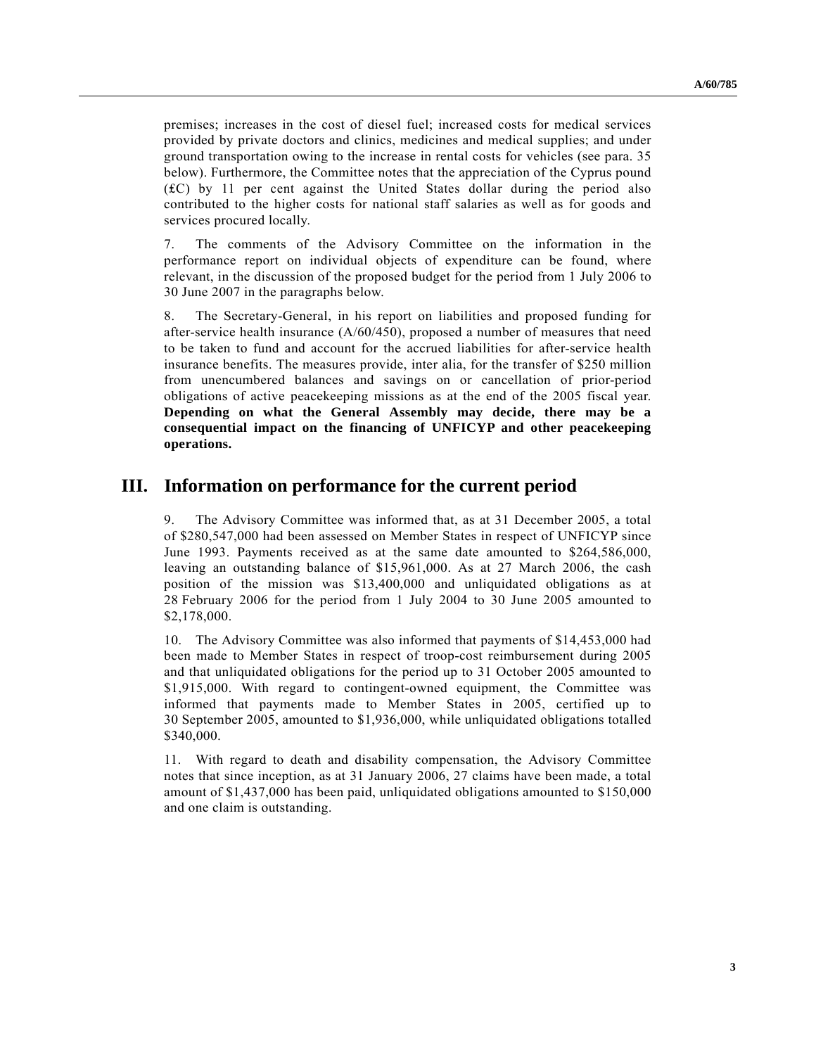premises; increases in the cost of diesel fuel; increased costs for medical services provided by private doctors and clinics, medicines and medical supplies; and under ground transportation owing to the increase in rental costs for vehicles (see para. 35 below). Furthermore, the Committee notes that the appreciation of the Cyprus pound (£C) by 11 per cent against the United States dollar during the period also contributed to the higher costs for national staff salaries as well as for goods and services procured locally.

7. The comments of the Advisory Committee on the information in the performance report on individual objects of expenditure can be found, where relevant, in the discussion of the proposed budget for the period from 1 July 2006 to 30 June 2007 in the paragraphs below.

8. The Secretary-General, in his report on liabilities and proposed funding for after-service health insurance (A/60/450), proposed a number of measures that need to be taken to fund and account for the accrued liabilities for after-service health insurance benefits. The measures provide, inter alia, for the transfer of $250 million from unencumbered balances and savings on or cancellation of prior-period obligations of active peacekeeping missions as at the end of the 2005 fiscal year. **Depending on what the General Assembly may decide, there may be a consequential impact on the financing of UNFICYP and other peacekeeping operations.**

# III. Information on performance for the current period

9. The Advisory Committee was informed that, as at 31 December 2005, a total of $280,547,000 had been assessed on Member States in respect of UNFICYP since June 1993. Payments received as at the same date amounted to $264,586,000, leaving an outstanding balance of $15,961,000. As at 27 March 2006, the cash position of the mission was $13,400,000 and unliquidated obligations as at 28 February 2006 for the period from 1 July 2004 to 30 June 2005 amounted to $2,178,000.

10. The Advisory Committee was also informed that payments of $14,453,000 had been made to Member States in respect of troop-cost reimbursement during 2005 and that unliquidated obligations for the period up to 31 October 2005 amounted to $1,915,000. With regard to contingent-owned equipment, the Committee was informed that payments made to Member States in 2005, certified up to 30 September 2005, amounted to $1,936,000, while unliquidated obligations totalled $340,000.

11. With regard to death and disability compensation, the Advisory Committee notes that since inception, as at 31 January 2006, 27 claims have been made, a total amount of $1,437,000 has been paid, unliquidated obligations amounted to $150,000 and one claim is outstanding.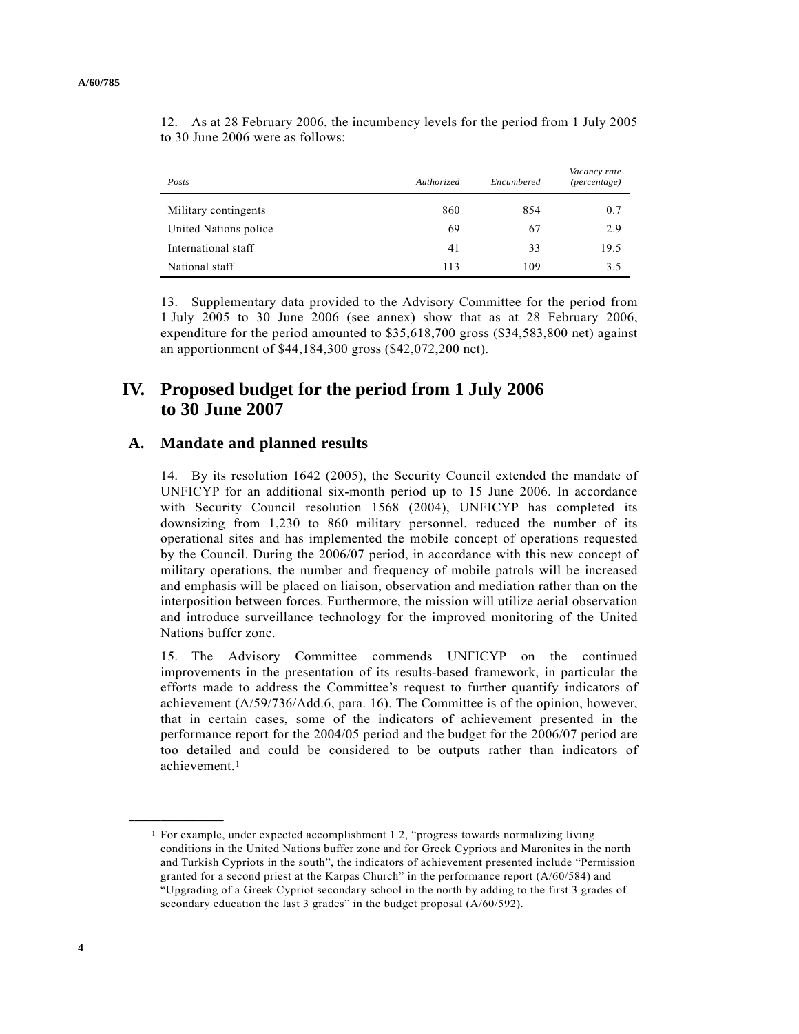12. As at 28 February 2006, the incumbency levels for the period from 1 July 2005 to 30 June 2006 were as follows:

| *Posts* | *Authorized* | *Encumbered* | *Vacancy rate (percentage)* |
|---|---|---|---|
| Military contingents | 860 | 854 | 0.7 |
| United Nations police | 69 | 67 | 2.9 |
| International staff | 41 | 33 | 19.5 |
| National staff | 113 | 109 | 3.5 |

13. Supplementary data provided to the Advisory Committee for the period from 1 July 2005 to 30 June 2006 (see annex) show that as at 28 February 2006, expenditure for the period amounted to $35,618,700 gross ($34,583,800 net) against an apportionment of $44,184,300 gross ($42,072,200 net).

# IV. Proposed budget for the period from 1 July 2006 to 30 June 2007

## A. Mandate and planned results

14. By its resolution 1642 (2005), the Security Council extended the mandate of UNFICYP for an additional six-month period up to 15 June 2006. In accordance with Security Council resolution 1568 (2004), UNFICYP has completed its downsizing from 1,230 to 860 military personnel, reduced the number of its operational sites and has implemented the mobile concept of operations requested by the Council. During the 2006/07 period, in accordance with this new concept of military operations, the number and frequency of mobile patrols will be increased and emphasis will be placed on liaison, observation and mediation rather than on the interposition between forces. Furthermore, the mission will utilize aerial observation and introduce surveillance technology for the improved monitoring of the United Nations buffer zone.

15. The Advisory Committee commends UNFICYP on the continued improvements in the presentation of its results-based framework, in particular the efforts made to address the Committee's request to further quantify indicators of achievement (A/59/736/Add.6, para. 16). The Committee is of the opinion, however, that in certain cases, some of the indicators of achievement presented in the performance report for the 2004/05 period and the budget for the 2006/07 period are too detailed and could be considered to be outputs rather than indicators of achievement.[1]

---

[1] For example, under expected accomplishment 1.2, "progress towards normalizing living conditions in the United Nations buffer zone and for Greek Cypriots and Maronites in the north and Turkish Cypriots in the south", the indicators of achievement presented include "Permission granted for a second priest at the Karpas Church" in the performance report (A/60/584) and "Upgrading of a Greek Cypriot secondary school in the north by adding to the first 3 grades of secondary education the last 3 grades" in the budget proposal (A/60/592).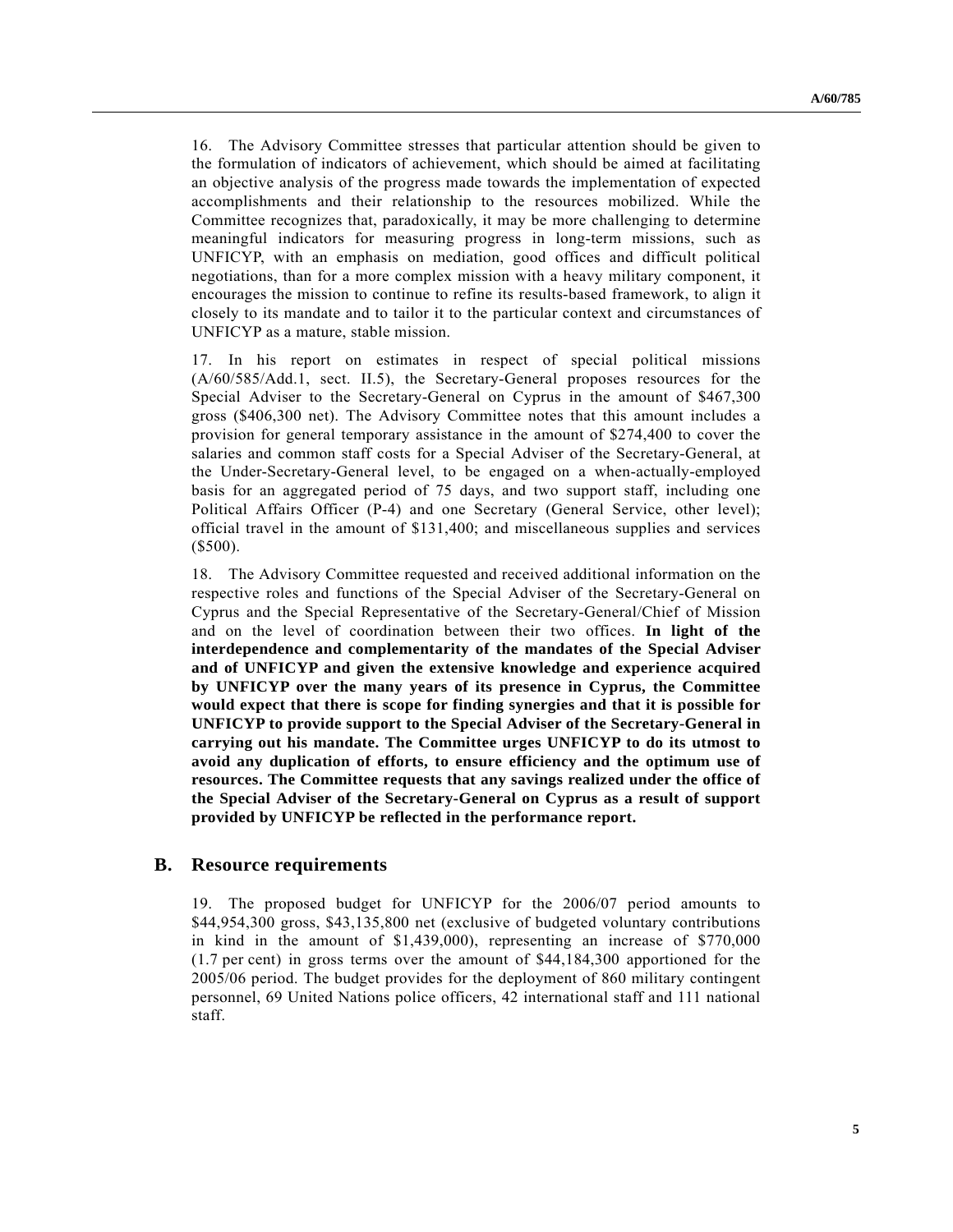16. The Advisory Committee stresses that particular attention should be given to the formulation of indicators of achievement, which should be aimed at facilitating an objective analysis of the progress made towards the implementation of expected accomplishments and their relationship to the resources mobilized. While the Committee recognizes that, paradoxically, it may be more challenging to determine meaningful indicators for measuring progress in long-term missions, such as UNFICYP, with an emphasis on mediation, good offices and difficult political negotiations, than for a more complex mission with a heavy military component, it encourages the mission to continue to refine its results-based framework, to align it closely to its mandate and to tailor it to the particular context and circumstances of UNFICYP as a mature, stable mission.

17. In his report on estimates in respect of special political missions (A/60/585/Add.1, sect. II.5), the Secretary-General proposes resources for the Special Adviser to the Secretary-General on Cyprus in the amount of $467,300 gross ($406,300 net). The Advisory Committee notes that this amount includes a provision for general temporary assistance in the amount of $274,400 to cover the salaries and common staff costs for a Special Adviser of the Secretary-General, at the Under-Secretary-General level, to be engaged on a when-actually-employed basis for an aggregated period of 75 days, and two support staff, including one Political Affairs Officer (P-4) and one Secretary (General Service, other level); official travel in the amount of $131,400; and miscellaneous supplies and services ($500).

18. The Advisory Committee requested and received additional information on the respective roles and functions of the Special Adviser of the Secretary-General on Cyprus and the Special Representative of the Secretary-General/Chief of Mission and on the level of coordination between their two offices. **In light of the interdependence and complementarity of the mandates of the Special Adviser and of UNFICYP and given the extensive knowledge and experience acquired by UNFICYP over the many years of its presence in Cyprus, the Committee would expect that there is scope for finding synergies and that it is possible for UNFICYP to provide support to the Special Adviser of the Secretary-General in carrying out his mandate. The Committee urges UNFICYP to do its utmost to avoid any duplication of efforts, to ensure efficiency and the optimum use of resources. The Committee requests that any savings realized under the office of the Special Adviser of the Secretary-General on Cyprus as a result of support provided by UNFICYP be reflected in the performance report.**

## B. Resource requirements

19. The proposed budget for UNFICYP for the 2006/07 period amounts to $44,954,300 gross, $43,135,800 net (exclusive of budgeted voluntary contributions in kind in the amount of $1,439,000), representing an increase of $770,000 (1.7 per cent) in gross terms over the amount of $44,184,300 apportioned for the 2005/06 period. The budget provides for the deployment of 860 military contingent personnel, 69 United Nations police officers, 42 international staff and 111 national staff.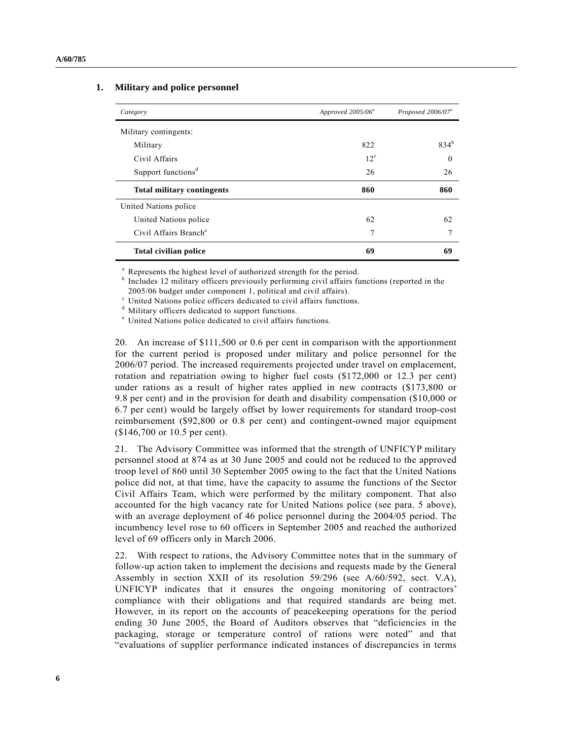### 1. Military and police personnel

| *Category* | *Approved 2005/06*[a] | *Proposed 2006/07*[a] |
|---|---|---|
| Military contingents: | | |
| Military | 822 | 834[b] |
| Civil Affairs | 12[c] | 0 |
| Support functions[d] | 26 | 26 |
| **Total military contingents** | **860** | **860** |
| United Nations police | | |
| United Nations police | 62 | 62 |
| Civil Affairs Branch[e] | 7 | 7 |
| **Total civilian police** | **69** | **69** |

[a] Represents the highest level of authorized strength for the period.
[b] Includes 12 military officers previously performing civil affairs functions (reported in the 2005/06 budget under component 1, political and civil affairs).
[c] United Nations police officers dedicated to civil affairs functions.
[d] Military officers dedicated to support functions.
[e] United Nations police dedicated to civil affairs functions.

20. An increase of $111,500 or 0.6 per cent in comparison with the apportionment for the current period is proposed under military and police personnel for the 2006/07 period. The increased requirements projected under travel on emplacement, rotation and repatriation owing to higher fuel costs ($172,000 or 12.3 per cent) under rations as a result of higher rates applied in new contracts ($173,800 or 9.8 per cent) and in the provision for death and disability compensation ($10,000 or 6.7 per cent) would be largely offset by lower requirements for standard troop-cost reimbursement ($92,800 or 0.8 per cent) and contingent-owned major equipment ($146,700 or 10.5 per cent).

21. The Advisory Committee was informed that the strength of UNFICYP military personnel stood at 874 as at 30 June 2005 and could not be reduced to the approved troop level of 860 until 30 September 2005 owing to the fact that the United Nations police did not, at that time, have the capacity to assume the functions of the Sector Civil Affairs Team, which were performed by the military component. That also accounted for the high vacancy rate for United Nations police (see para. 5 above), with an average deployment of 46 police personnel during the 2004/05 period. The incumbency level rose to 60 officers in September 2005 and reached the authorized level of 69 officers only in March 2006.

22. With respect to rations, the Advisory Committee notes that in the summary of follow-up action taken to implement the decisions and requests made by the General Assembly in section XXII of its resolution 59/296 (see A/60/592, sect. V.A), UNFICYP indicates that it ensures the ongoing monitoring of contractors' compliance with their obligations and that required standards are being met. However, in its report on the accounts of peacekeeping operations for the period ending 30 June 2005, the Board of Auditors observes that "deficiencies in the packaging, storage or temperature control of rations were noted" and that "evaluations of supplier performance indicated instances of discrepancies in terms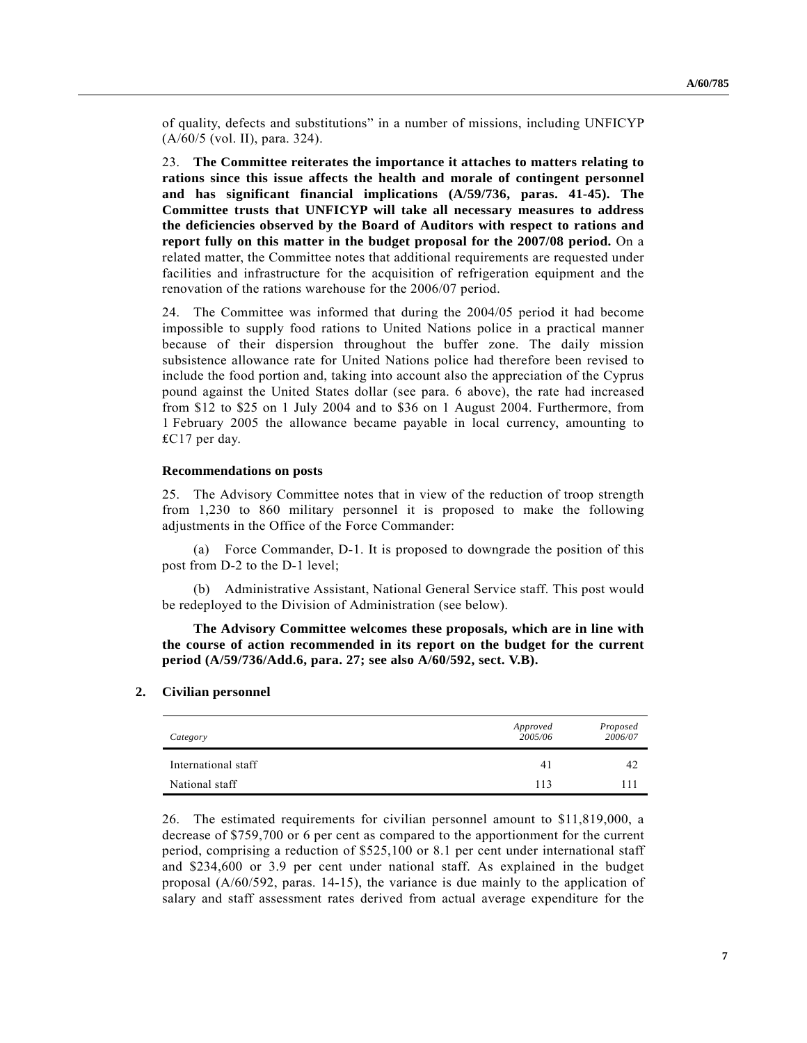of quality, defects and substitutions" in a number of missions, including UNFICYP (A/60/5 (vol. II), para. 324).

23. **The Committee reiterates the importance it attaches to matters relating to rations since this issue affects the health and morale of contingent personnel and has significant financial implications (A/59/736, paras. 41-45). The Committee trusts that UNFICYP will take all necessary measures to address the deficiencies observed by the Board of Auditors with respect to rations and report fully on this matter in the budget proposal for the 2007/08 period.** On a related matter, the Committee notes that additional requirements are requested under facilities and infrastructure for the acquisition of refrigeration equipment and the renovation of the rations warehouse for the 2006/07 period.

24. The Committee was informed that during the 2004/05 period it had become impossible to supply food rations to United Nations police in a practical manner because of their dispersion throughout the buffer zone. The daily mission subsistence allowance rate for United Nations police had therefore been revised to include the food portion and, taking into account also the appreciation of the Cyprus pound against the United States dollar (see para. 6 above), the rate had increased from $12 to $25 on 1 July 2004 and to $36 on 1 August 2004. Furthermore, from 1 February 2005 the allowance became payable in local currency, amounting to ₤C17 per day.

### Recommendations on posts

25. The Advisory Committee notes that in view of the reduction of troop strength from 1,230 to 860 military personnel it is proposed to make the following adjustments in the Office of the Force Commander:

(a) Force Commander, D-1. It is proposed to downgrade the position of this post from D-2 to the D-1 level;

(b) Administrative Assistant, National General Service staff. This post would be redeployed to the Division of Administration (see below).

**The Advisory Committee welcomes these proposals, which are in line with the course of action recommended in its report on the budget for the current period (A/59/736/Add.6, para. 27; see also A/60/592, sect. V.B).**

## 2. Civilian personnel

| *Category* | *Approved 2005/06* | *Proposed 2006/07* |
|---|---|---|
| International staff | 41 | 42 |
| National staff | 113 | 111 |

26. The estimated requirements for civilian personnel amount to $11,819,000, a decrease of $759,700 or 6 per cent as compared to the apportionment for the current period, comprising a reduction of $525,100 or 8.1 per cent under international staff and $234,600 or 3.9 per cent under national staff. As explained in the budget proposal (A/60/592, paras. 14-15), the variance is due mainly to the application of salary and staff assessment rates derived from actual average expenditure for the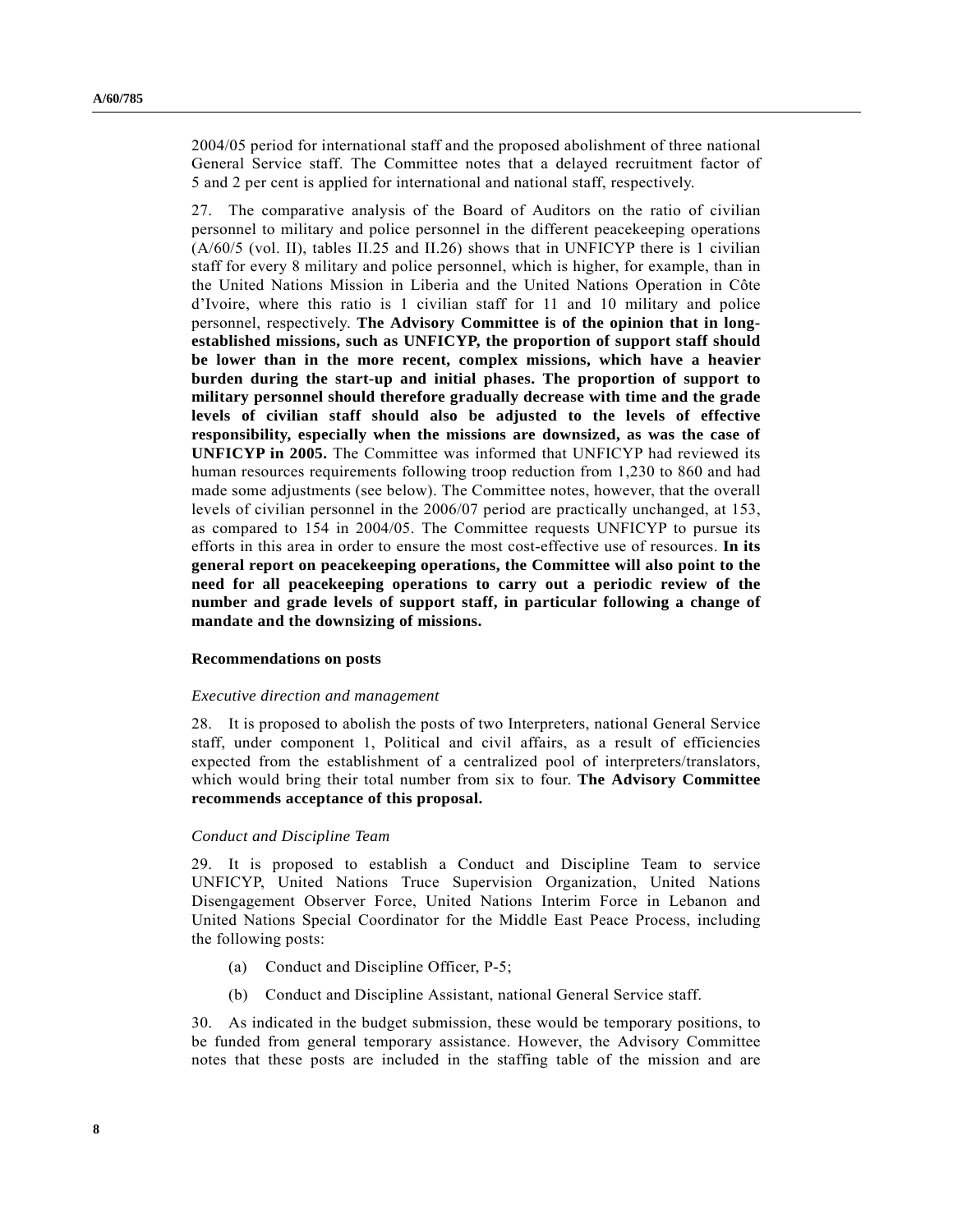2004/05 period for international staff and the proposed abolishment of three national General Service staff. The Committee notes that a delayed recruitment factor of 5 and 2 per cent is applied for international and national staff, respectively.

27. The comparative analysis of the Board of Auditors on the ratio of civilian personnel to military and police personnel in the different peacekeeping operations (A/60/5 (vol. II), tables II.25 and II.26) shows that in UNFICYP there is 1 civilian staff for every 8 military and police personnel, which is higher, for example, than in the United Nations Mission in Liberia and the United Nations Operation in Côte d'Ivoire, where this ratio is 1 civilian staff for 11 and 10 military and police personnel, respectively. **The Advisory Committee is of the opinion that in long-established missions, such as UNFICYP, the proportion of support staff should be lower than in the more recent, complex missions, which have a heavier burden during the start-up and initial phases. The proportion of support to military personnel should therefore gradually decrease with time and the grade levels of civilian staff should also be adjusted to the levels of effective responsibility, especially when the missions are downsized, as was the case of UNFICYP in 2005.** The Committee was informed that UNFICYP had reviewed its human resources requirements following troop reduction from 1,230 to 860 and had made some adjustments (see below). The Committee notes, however, that the overall levels of civilian personnel in the 2006/07 period are practically unchanged, at 153, as compared to 154 in 2004/05. The Committee requests UNFICYP to pursue its efforts in this area in order to ensure the most cost-effective use of resources. **In its general report on peacekeeping operations, the Committee will also point to the need for all peacekeeping operations to carry out a periodic review of the number and grade levels of support staff, in particular following a change of mandate and the downsizing of missions.**

### Recommendations on posts

*Executive direction and management*

28. It is proposed to abolish the posts of two Interpreters, national General Service staff, under component 1, Political and civil affairs, as a result of efficiencies expected from the establishment of a centralized pool of interpreters/translators, which would bring their total number from six to four. **The Advisory Committee recommends acceptance of this proposal.**

*Conduct and Discipline Team*

29. It is proposed to establish a Conduct and Discipline Team to service UNFICYP, United Nations Truce Supervision Organization, United Nations Disengagement Observer Force, United Nations Interim Force in Lebanon and United Nations Special Coordinator for the Middle East Peace Process, including the following posts:

(a) Conduct and Discipline Officer, P-5;

(b) Conduct and Discipline Assistant, national General Service staff.

30. As indicated in the budget submission, these would be temporary positions, to be funded from general temporary assistance. However, the Advisory Committee notes that these posts are included in the staffing table of the mission and are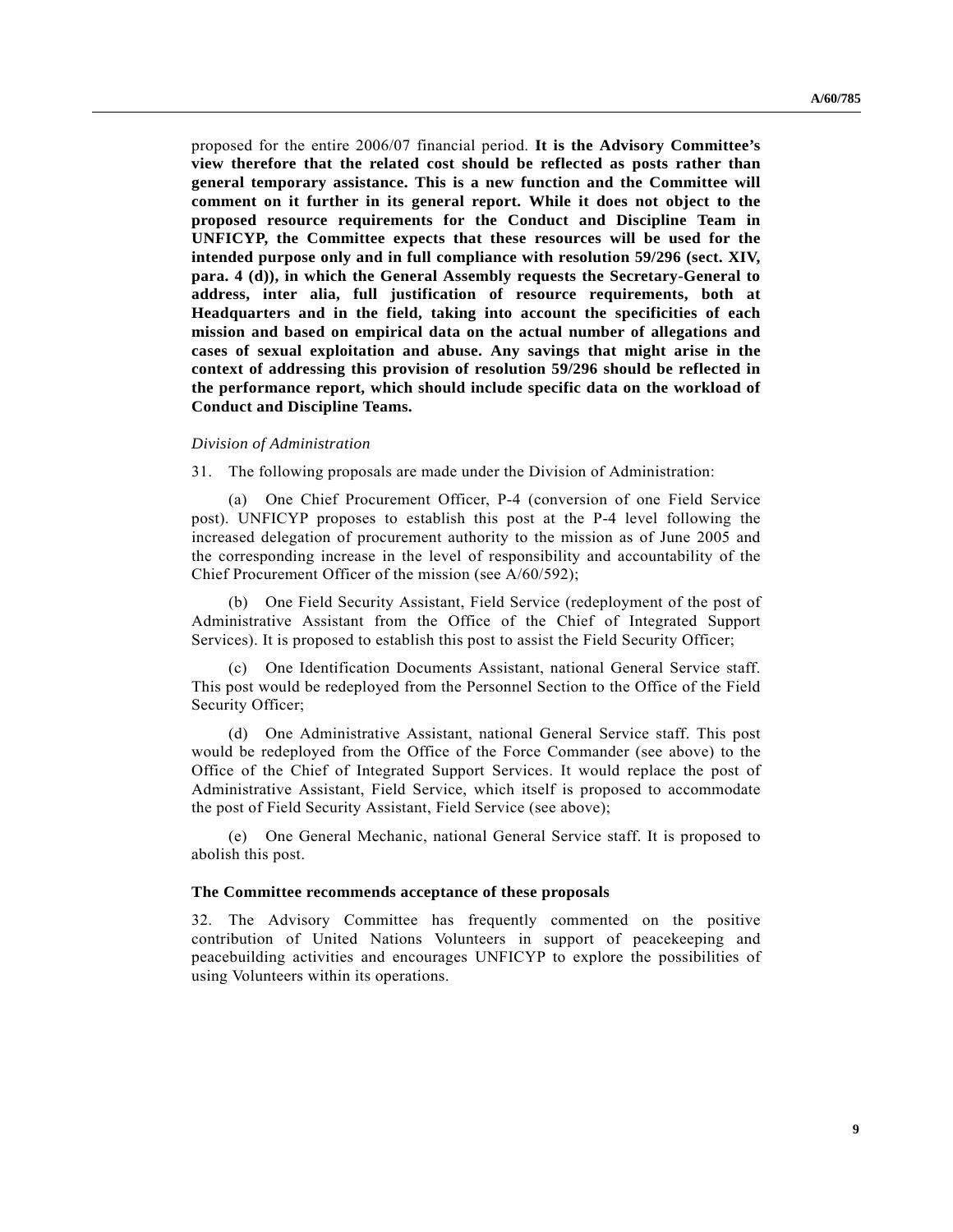proposed for the entire 2006/07 financial period. **It is the Advisory Committee's view therefore that the related cost should be reflected as posts rather than general temporary assistance. This is a new function and the Committee will comment on it further in its general report. While it does not object to the proposed resource requirements for the Conduct and Discipline Team in UNFICYP, the Committee expects that these resources will be used for the intended purpose only and in full compliance with resolution 59/296 (sect. XIV, para. 4 (d)), in which the General Assembly requests the Secretary-General to address, inter alia, full justification of resource requirements, both at Headquarters and in the field, taking into account the specificities of each mission and based on empirical data on the actual number of allegations and cases of sexual exploitation and abuse. Any savings that might arise in the context of addressing this provision of resolution 59/296 should be reflected in the performance report, which should include specific data on the workload of Conduct and Discipline Teams.**

*Division of Administration*

31. The following proposals are made under the Division of Administration:

(a) One Chief Procurement Officer, P-4 (conversion of one Field Service post). UNFICYP proposes to establish this post at the P-4 level following the increased delegation of procurement authority to the mission as of June 2005 and the corresponding increase in the level of responsibility and accountability of the Chief Procurement Officer of the mission (see A/60/592);

(b) One Field Security Assistant, Field Service (redeployment of the post of Administrative Assistant from the Office of the Chief of Integrated Support Services). It is proposed to establish this post to assist the Field Security Officer;

(c) One Identification Documents Assistant, national General Service staff. This post would be redeployed from the Personnel Section to the Office of the Field Security Officer;

(d) One Administrative Assistant, national General Service staff. This post would be redeployed from the Office of the Force Commander (see above) to the Office of the Chief of Integrated Support Services. It would replace the post of Administrative Assistant, Field Service, which itself is proposed to accommodate the post of Field Security Assistant, Field Service (see above);

(e) One General Mechanic, national General Service staff. It is proposed to abolish this post.

**The Committee recommends acceptance of these proposals**

32. The Advisory Committee has frequently commented on the positive contribution of United Nations Volunteers in support of peacekeeping and peacebuilding activities and encourages UNFICYP to explore the possibilities of using Volunteers within its operations.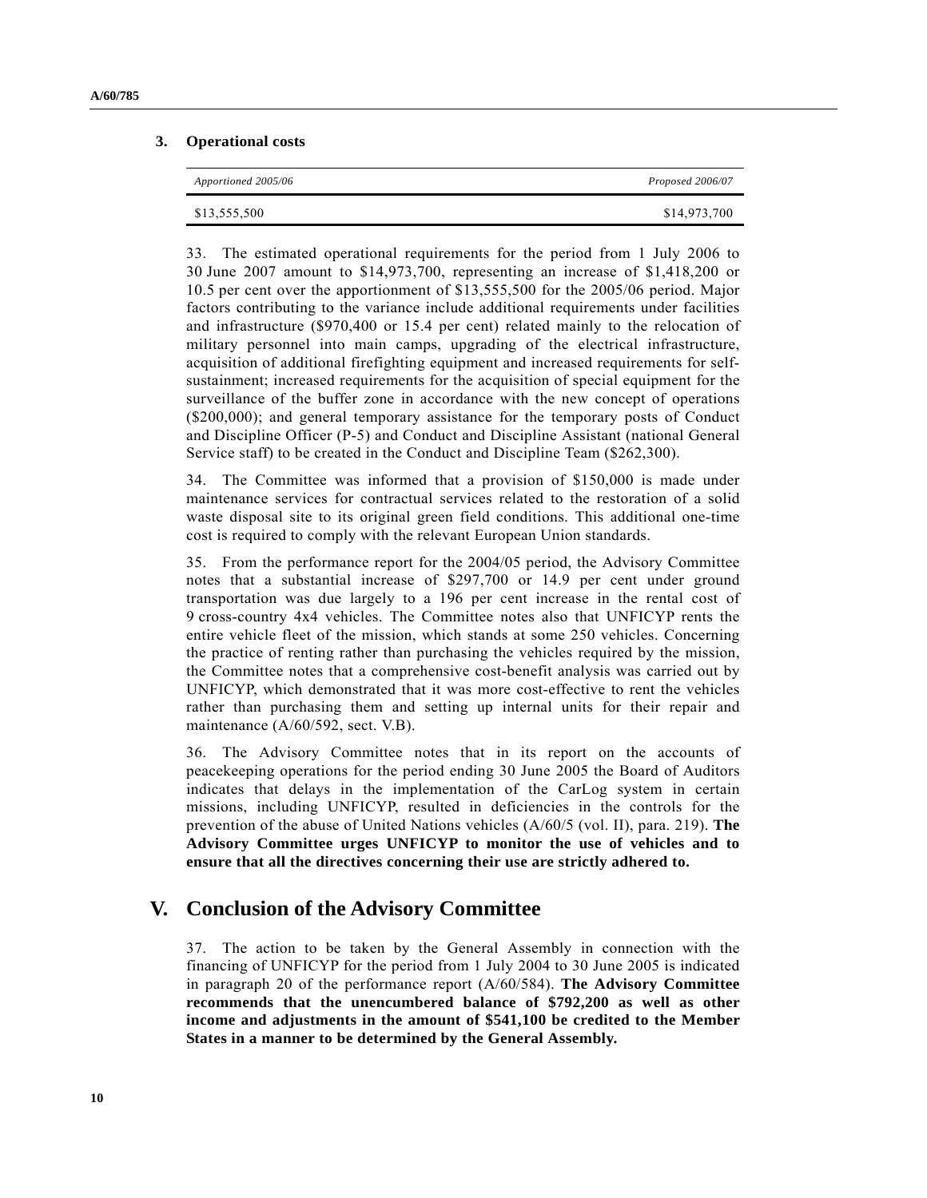### 3. Operational costs

| *Apportioned 2005/06* | *Proposed 2006/07* |
|---|---|
| $13,555,500 | $14,973,700 |

33. The estimated operational requirements for the period from 1 July 2006 to 30 June 2007 amount to $14,973,700, representing an increase of $1,418,200 or 10.5 per cent over the apportionment of $13,555,500 for the 2005/06 period. Major factors contributing to the variance include additional requirements under facilities and infrastructure ($970,400 or 15.4 per cent) related mainly to the relocation of military personnel into main camps, upgrading of the electrical infrastructure, acquisition of additional firefighting equipment and increased requirements for self-sustainment; increased requirements for the acquisition of special equipment for the surveillance of the buffer zone in accordance with the new concept of operations ($200,000); and general temporary assistance for the temporary posts of Conduct and Discipline Officer (P-5) and Conduct and Discipline Assistant (national General Service staff) to be created in the Conduct and Discipline Team ($262,300).

34. The Committee was informed that a provision of $150,000 is made under maintenance services for contractual services related to the restoration of a solid waste disposal site to its original green field conditions. This additional one-time cost is required to comply with the relevant European Union standards.

35. From the performance report for the 2004/05 period, the Advisory Committee notes that a substantial increase of $297,700 or 14.9 per cent under ground transportation was due largely to a 196 per cent increase in the rental cost of 9 cross-country 4x4 vehicles. The Committee notes also that UNFICYP rents the entire vehicle fleet of the mission, which stands at some 250 vehicles. Concerning the practice of renting rather than purchasing the vehicles required by the mission, the Committee notes that a comprehensive cost-benefit analysis was carried out by UNFICYP, which demonstrated that it was more cost-effective to rent the vehicles rather than purchasing them and setting up internal units for their repair and maintenance (A/60/592, sect. V.B).

36. The Advisory Committee notes that in its report on the accounts of peacekeeping operations for the period ending 30 June 2005 the Board of Auditors indicates that delays in the implementation of the CarLog system in certain missions, including UNFICYP, resulted in deficiencies in the controls for the prevention of the abuse of United Nations vehicles (A/60/5 (vol. II), para. 219). **The Advisory Committee urges UNFICYP to monitor the use of vehicles and to ensure that all the directives concerning their use are strictly adhered to.**

## V. Conclusion of the Advisory Committee

37. The action to be taken by the General Assembly in connection with the financing of UNFICYP for the period from 1 July 2004 to 30 June 2005 is indicated in paragraph 20 of the performance report (A/60/584). **The Advisory Committee recommends that the unencumbered balance of $792,200 as well as other income and adjustments in the amount of $541,100 be credited to the Member States in a manner to be determined by the General Assembly.**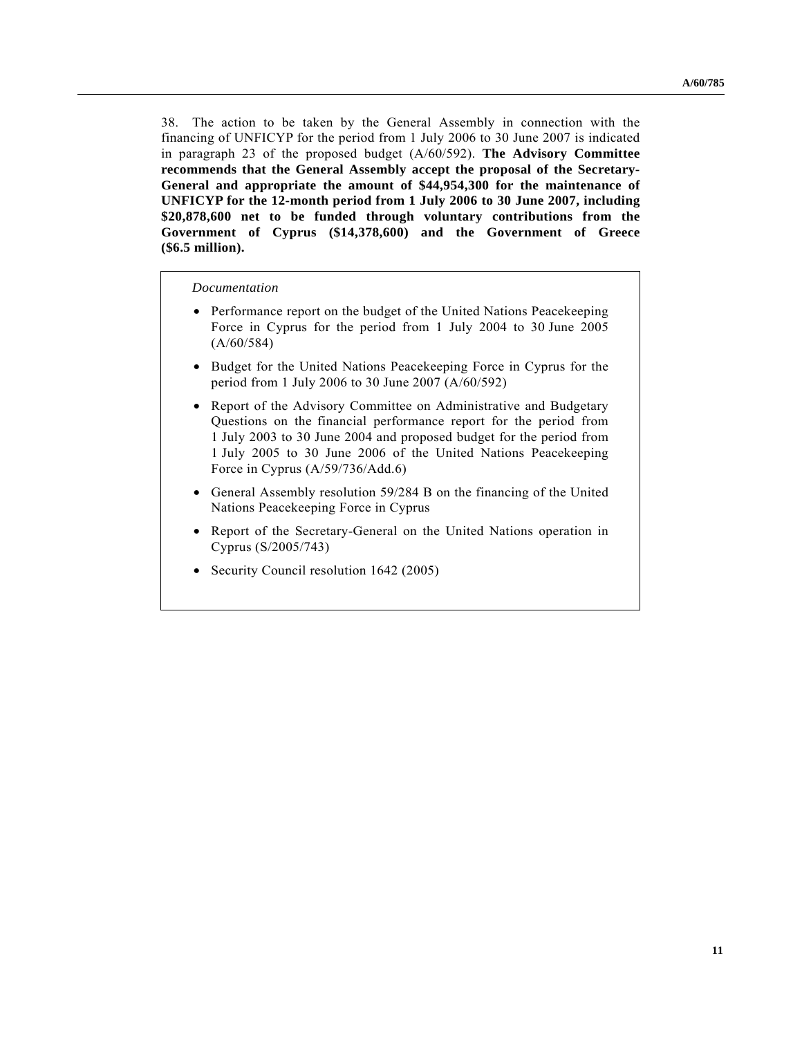38. The action to be taken by the General Assembly in connection with the financing of UNFICYP for the period from 1 July 2006 to 30 June 2007 is indicated in paragraph 23 of the proposed budget (A/60/592). **The Advisory Committee recommends that the General Assembly accept the proposal of the Secretary-General and appropriate the amount of $44,954,300 for the maintenance of UNFICYP for the 12-month period from 1 July 2006 to 30 June 2007, including $20,878,600 net to be funded through voluntary contributions from the Government of Cyprus ($14,378,600) and the Government of Greece ($6.5 million).**

*Documentation*

- Performance report on the budget of the United Nations Peacekeeping Force in Cyprus for the period from 1 July 2004 to 30 June 2005 (A/60/584)
- Budget for the United Nations Peacekeeping Force in Cyprus for the period from 1 July 2006 to 30 June 2007 (A/60/592)
- Report of the Advisory Committee on Administrative and Budgetary Questions on the financial performance report for the period from 1 July 2003 to 30 June 2004 and proposed budget for the period from 1 July 2005 to 30 June 2006 of the United Nations Peacekeeping Force in Cyprus (A/59/736/Add.6)
- General Assembly resolution 59/284 B on the financing of the United Nations Peacekeeping Force in Cyprus
- Report of the Secretary-General on the United Nations operation in Cyprus (S/2005/743)
- Security Council resolution 1642 (2005)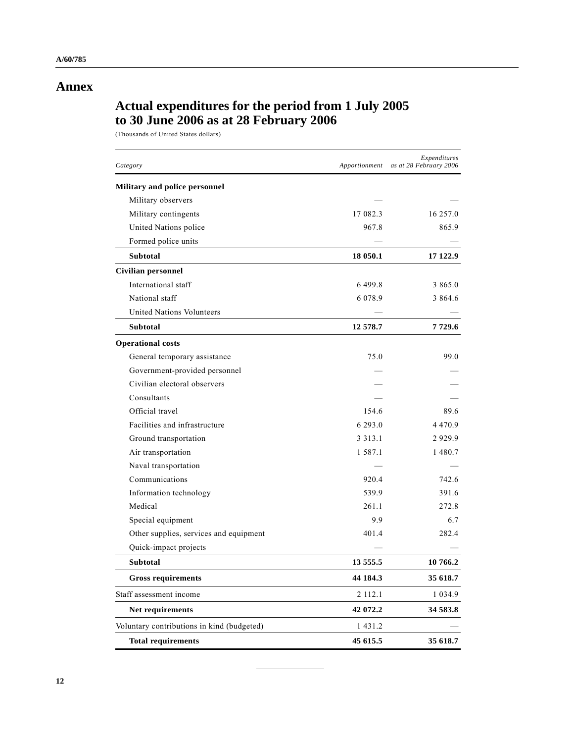# Annex

## Actual expenditures for the period from 1 July 2005 to 30 June 2006 as at 28 February 2006

(Thousands of United States dollars)

| *Category* | *Apportionment* | *Expenditures as at 28 February 2006* |
|---|---|---|
| **Military and police personnel** | | |
| Military observers | — | — |
| Military contingents | 17 082.3 | 16 257.0 |
| United Nations police | 967.8 | 865.9 |
| Formed police units | — | — |
| **Subtotal** | **18 050.1** | **17 122.9** |
| **Civilian personnel** | | |
| International staff | 6 499.8 | 3 865.0 |
| National staff | 6 078.9 | 3 864.6 |
| United Nations Volunteers | — | — |
| **Subtotal** | **12 578.7** | **7 729.6** |
| **Operational costs** | | |
| General temporary assistance | 75.0 | 99.0 |
| Government-provided personnel | — | — |
| Civilian electoral observers | — | — |
| Consultants | — | — |
| Official travel | 154.6 | 89.6 |
| Facilities and infrastructure | 6 293.0 | 4 470.9 |
| Ground transportation | 3 313.1 | 2 929.9 |
| Air transportation | 1 587.1 | 1 480.7 |
| Naval transportation | — | — |
| Communications | 920.4 | 742.6 |
| Information technology | 539.9 | 391.6 |
| Medical | 261.1 | 272.8 |
| Special equipment | 9.9 | 6.7 |
| Other supplies, services and equipment | 401.4 | 282.4 |
| Quick-impact projects | — | — |
| **Subtotal** | **13 555.5** | **10 766.2** |
| **Gross requirements** | **44 184.3** | **35 618.7** |
| Staff assessment income | 2 112.1 | 1 034.9 |
| **Net requirements** | **42 072.2** | **34 583.8** |
| Voluntary contributions in kind (budgeted) | 1 431.2 | — |
| **Total requirements** | **45 615.5** | **35 618.7** |